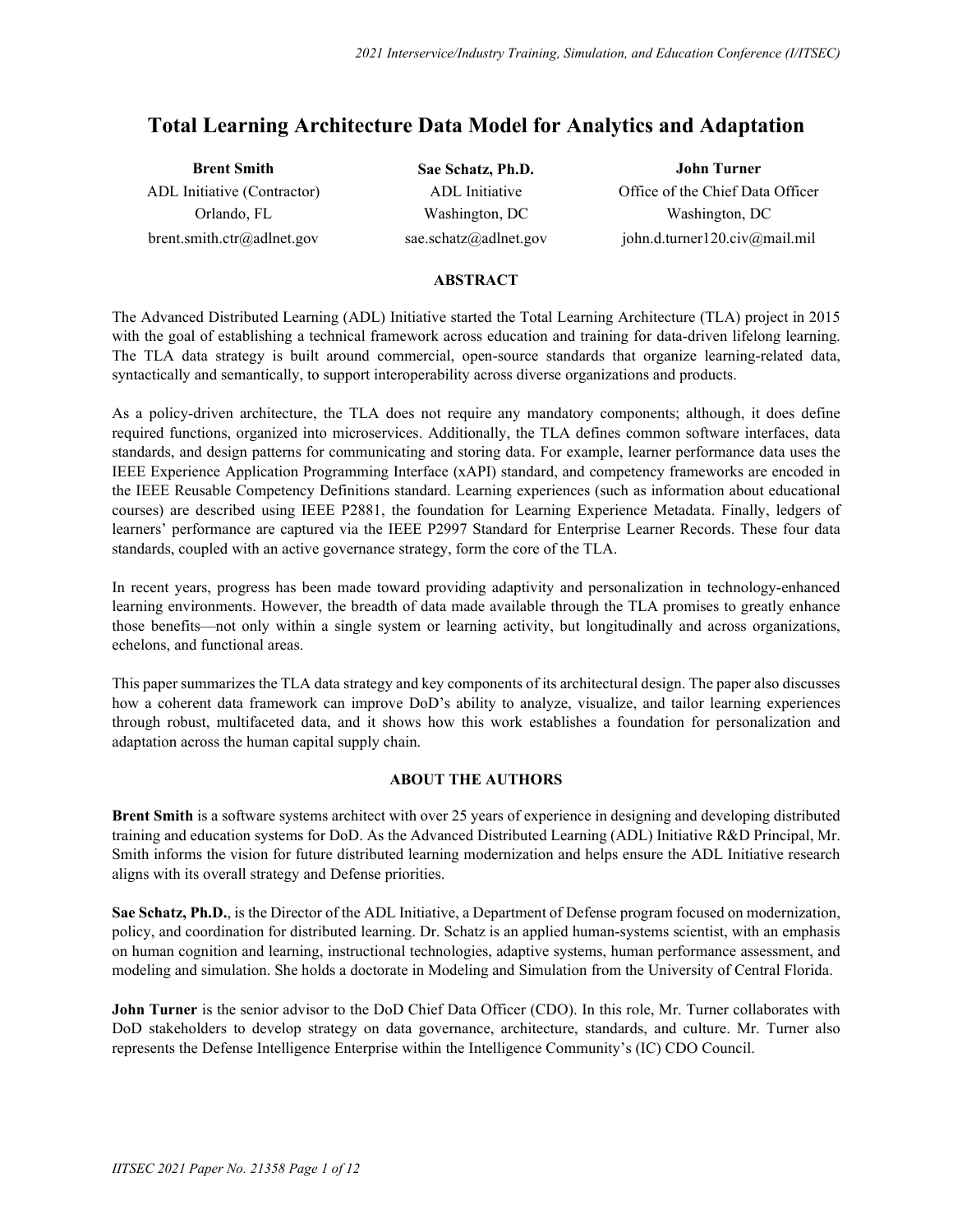# Total Learning Architecture Data Model for Analytics and Adaptation

| **Brent Smith** | **Sae Schatz, Ph.D.** | **John Turner** |
|---|---|---|
| ADL Initiative (Contractor) | ADL Initiative | Office of the Chief Data Officer |
| Orlando, FL | Washington, DC | Washington, DC |
| brent.smith.ctr@adlnet.gov | sae.schatz@adlnet.gov | john.d.turner120.civ@mail.mil |

## ABSTRACT

The Advanced Distributed Learning (ADL) Initiative started the Total Learning Architecture (TLA) project in 2015 with the goal of establishing a technical framework across education and training for data-driven lifelong learning. The TLA data strategy is built around commercial, open-source standards that organize learning-related data, syntactically and semantically, to support interoperability across diverse organizations and products.

As a policy-driven architecture, the TLA does not require any mandatory components; although, it does define required functions, organized into microservices. Additionally, the TLA defines common software interfaces, data standards, and design patterns for communicating and storing data. For example, learner performance data uses the IEEE Experience Application Programming Interface (xAPI) standard, and competency frameworks are encoded in the IEEE Reusable Competency Definitions standard. Learning experiences (such as information about educational courses) are described using IEEE P2881, the foundation for Learning Experience Metadata. Finally, ledgers of learners' performance are captured via the IEEE P2997 Standard for Enterprise Learner Records. These four data standards, coupled with an active governance strategy, form the core of the TLA.

In recent years, progress has been made toward providing adaptivity and personalization in technology-enhanced learning environments. However, the breadth of data made available through the TLA promises to greatly enhance those benefits—not only within a single system or learning activity, but longitudinally and across organizations, echelons, and functional areas.

This paper summarizes the TLA data strategy and key components of its architectural design. The paper also discusses how a coherent data framework can improve DoD's ability to analyze, visualize, and tailor learning experiences through robust, multifaceted data, and it shows how this work establishes a foundation for personalization and adaptation across the human capital supply chain.

## ABOUT THE AUTHORS

**Brent Smith** is a software systems architect with over 25 years of experience in designing and developing distributed training and education systems for DoD. As the Advanced Distributed Learning (ADL) Initiative R&D Principal, Mr. Smith informs the vision for future distributed learning modernization and helps ensure the ADL Initiative research aligns with its overall strategy and Defense priorities.

**Sae Schatz, Ph.D.**, is the Director of the ADL Initiative, a Department of Defense program focused on modernization, policy, and coordination for distributed learning. Dr. Schatz is an applied human-systems scientist, with an emphasis on human cognition and learning, instructional technologies, adaptive systems, human performance assessment, and modeling and simulation. She holds a doctorate in Modeling and Simulation from the University of Central Florida.

**John Turner** is the senior advisor to the DoD Chief Data Officer (CDO). In this role, Mr. Turner collaborates with DoD stakeholders to develop strategy on data governance, architecture, standards, and culture. Mr. Turner also represents the Defense Intelligence Enterprise within the Intelligence Community's (IC) CDO Council.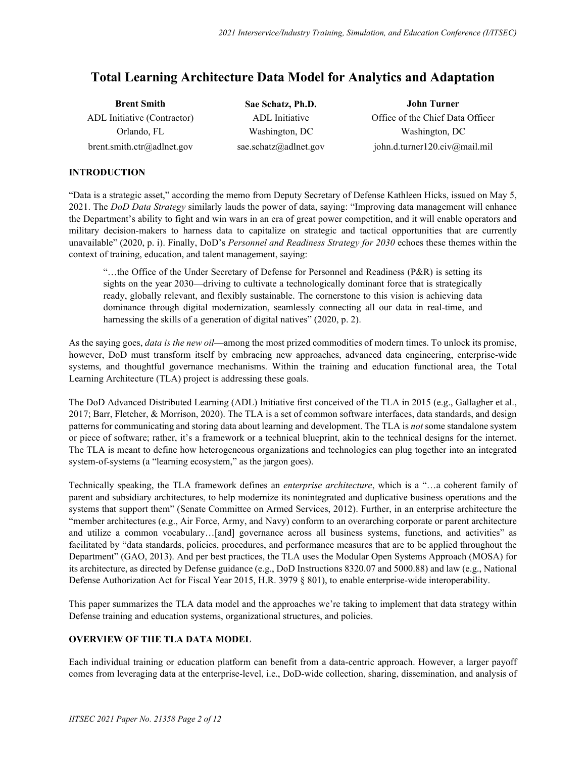# Total Learning Architecture Data Model for Analytics and Adaptation

| **Brent Smith** | **Sae Schatz, Ph.D.** | **John Turner** |
|---|---|---|
| ADL Initiative (Contractor) | ADL Initiative | Office of the Chief Data Officer |
| Orlando, FL | Washington, DC | Washington, DC |
| brent.smith.ctr@adlnet.gov | sae.schatz@adlnet.gov | john.d.turner120.civ@mail.mil |

## INTRODUCTION

"Data is a strategic asset," according the memo from Deputy Secretary of Defense Kathleen Hicks, issued on May 5, 2021. The *DoD Data Strategy* similarly lauds the power of data, saying: "Improving data management will enhance the Department's ability to fight and win wars in an era of great power competition, and it will enable operators and military decision-makers to harness data to capitalize on strategic and tactical opportunities that are currently unavailable" (2020, p. i). Finally, DoD's *Personnel and Readiness Strategy for 2030* echoes these themes within the context of training, education, and talent management, saying:

> "…the Office of the Under Secretary of Defense for Personnel and Readiness (P&R) is setting its sights on the year 2030—driving to cultivate a technologically dominant force that is strategically ready, globally relevant, and flexibly sustainable. The cornerstone to this vision is achieving data dominance through digital modernization, seamlessly connecting all our data in real-time, and harnessing the skills of a generation of digital natives" (2020, p. 2).

As the saying goes, *data is the new oil*—among the most prized commodities of modern times. To unlock its promise, however, DoD must transform itself by embracing new approaches, advanced data engineering, enterprise-wide systems, and thoughtful governance mechanisms. Within the training and education functional area, the Total Learning Architecture (TLA) project is addressing these goals.

The DoD Advanced Distributed Learning (ADL) Initiative first conceived of the TLA in 2015 (e.g., Gallagher et al., 2017; Barr, Fletcher, & Morrison, 2020). The TLA is a set of common software interfaces, data standards, and design patterns for communicating and storing data about learning and development. The TLA is *not* some standalone system or piece of software; rather, it's a framework or a technical blueprint, akin to the technical designs for the internet. The TLA is meant to define how heterogeneous organizations and technologies can plug together into an integrated system-of-systems (a "learning ecosystem," as the jargon goes).

Technically speaking, the TLA framework defines an *enterprise architecture*, which is a "…a coherent family of parent and subsidiary architectures, to help modernize its nonintegrated and duplicative business operations and the systems that support them" (Senate Committee on Armed Services, 2012). Further, in an enterprise architecture the "member architectures (e.g., Air Force, Army, and Navy) conform to an overarching corporate or parent architecture and utilize a common vocabulary…[and] governance across all business systems, functions, and activities" as facilitated by "data standards, policies, procedures, and performance measures that are to be applied throughout the Department" (GAO, 2013). And per best practices, the TLA uses the Modular Open Systems Approach (MOSA) for its architecture, as directed by Defense guidance (e.g., DoD Instructions 8320.07 and 5000.88) and law (e.g., National Defense Authorization Act for Fiscal Year 2015, H.R. 3979 § 801), to enable enterprise-wide interoperability.

This paper summarizes the TLA data model and the approaches we're taking to implement that data strategy within Defense training and education systems, organizational structures, and policies.

## OVERVIEW OF THE TLA DATA MODEL

Each individual training or education platform can benefit from a data-centric approach. However, a larger payoff comes from leveraging data at the enterprise-level, i.e., DoD-wide collection, sharing, dissemination, and analysis of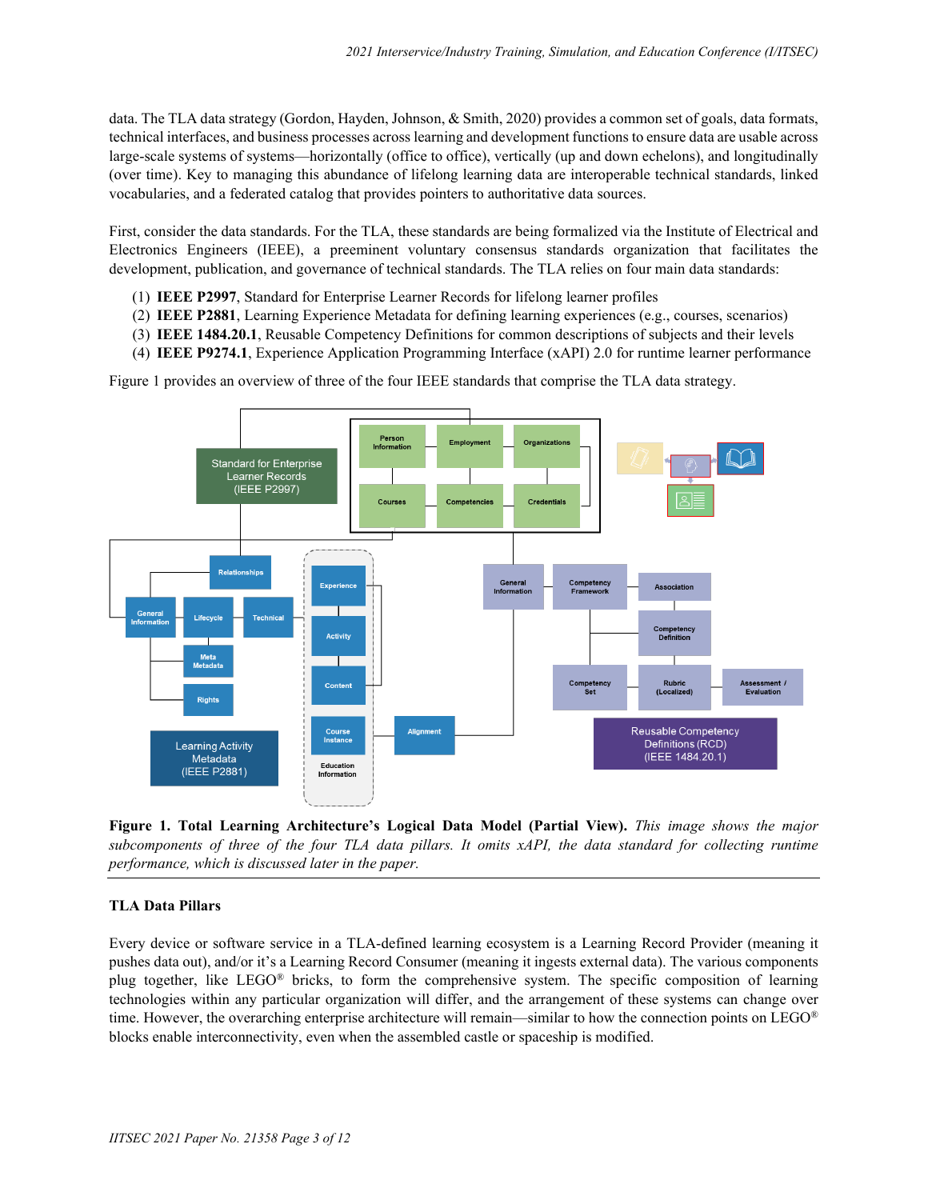data. The TLA data strategy (Gordon, Hayden, Johnson, & Smith, 2020) provides a common set of goals, data formats, technical interfaces, and business processes across learning and development functions to ensure data are usable across large-scale systems of systems—horizontally (office to office), vertically (up and down echelons), and longitudinally (over time). Key to managing this abundance of lifelong learning data are interoperable technical standards, linked vocabularies, and a federated catalog that provides pointers to authoritative data sources.

First, consider the data standards. For the TLA, these standards are being formalized via the Institute of Electrical and Electronics Engineers (IEEE), a preeminent voluntary consensus standards organization that facilitates the development, publication, and governance of technical standards. The TLA relies on four main data standards:

1. **IEEE P2997**, Standard for Enterprise Learner Records for lifelong learner profiles
2. **IEEE P2881**, Learning Experience Metadata for defining learning experiences (e.g., courses, scenarios)
3. **IEEE 1484.20.1**, Reusable Competency Definitions for common descriptions of subjects and their levels
4. **IEEE P9274.1**, Experience Application Programming Interface (xAPI) 2.0 for runtime learner performance

Figure 1 provides an overview of three of the four IEEE standards that comprise the TLA data strategy.

**Figure 1. Total Learning Architecture's Logical Data Model (Partial View).** *This image shows the major subcomponents of three of the four TLA data pillars. It omits xAPI, the data standard for collecting runtime performance, which is discussed later in the paper.*

### TLA Data Pillars

Every device or software service in a TLA-defined learning ecosystem is a Learning Record Provider (meaning it pushes data out), and/or it's a Learning Record Consumer (meaning it ingests external data). The various components plug together, like LEGO® bricks, to form the comprehensive system. The specific composition of learning technologies within any particular organization will differ, and the arrangement of these systems can change over time. However, the overarching enterprise architecture will remain—similar to how the connection points on LEGO® blocks enable interconnectivity, even when the assembled castle or spaceship is modified.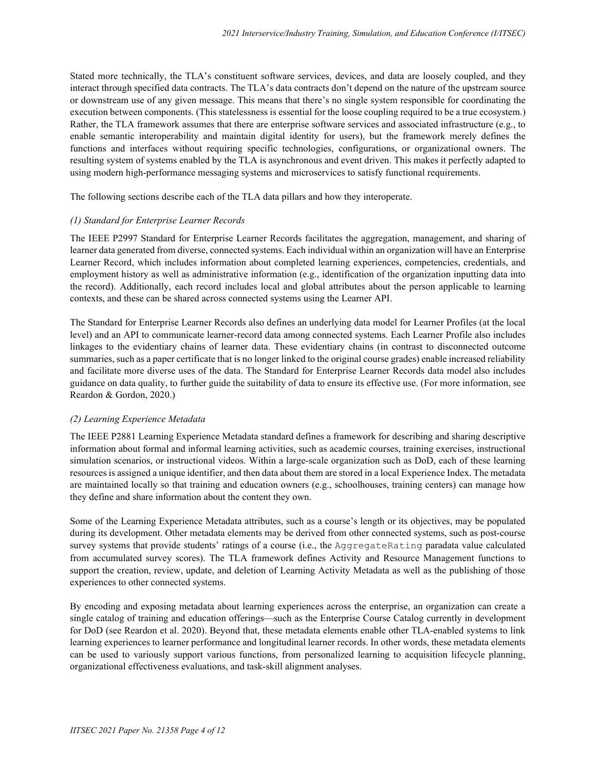Stated more technically, the TLA's constituent software services, devices, and data are loosely coupled, and they interact through specified data contracts. The TLA's data contracts don't depend on the nature of the upstream source or downstream use of any given message. This means that there's no single system responsible for coordinating the execution between components. (This statelessness is essential for the loose coupling required to be a true ecosystem.) Rather, the TLA framework assumes that there are enterprise software services and associated infrastructure (e.g., to enable semantic interoperability and maintain digital identity for users), but the framework merely defines the functions and interfaces without requiring specific technologies, configurations, or organizational owners. The resulting system of systems enabled by the TLA is asynchronous and event driven. This makes it perfectly adapted to using modern high-performance messaging systems and microservices to satisfy functional requirements.

The following sections describe each of the TLA data pillars and how they interoperate.

*(1) Standard for Enterprise Learner Records*

The IEEE P2997 Standard for Enterprise Learner Records facilitates the aggregation, management, and sharing of learner data generated from diverse, connected systems. Each individual within an organization will have an Enterprise Learner Record, which includes information about completed learning experiences, competencies, credentials, and employment history as well as administrative information (e.g., identification of the organization inputting data into the record). Additionally, each record includes local and global attributes about the person applicable to learning contexts, and these can be shared across connected systems using the Learner API.

The Standard for Enterprise Learner Records also defines an underlying data model for Learner Profiles (at the local level) and an API to communicate learner-record data among connected systems. Each Learner Profile also includes linkages to the evidentiary chains of learner data. These evidentiary chains (in contrast to disconnected outcome summaries, such as a paper certificate that is no longer linked to the original course grades) enable increased reliability and facilitate more diverse uses of the data. The Standard for Enterprise Learner Records data model also includes guidance on data quality, to further guide the suitability of data to ensure its effective use. (For more information, see Reardon & Gordon, 2020.)

*(2) Learning Experience Metadata*

The IEEE P2881 Learning Experience Metadata standard defines a framework for describing and sharing descriptive information about formal and informal learning activities, such as academic courses, training exercises, instructional simulation scenarios, or instructional videos. Within a large-scale organization such as DoD, each of these learning resources is assigned a unique identifier, and then data about them are stored in a local Experience Index. The metadata are maintained locally so that training and education owners (e.g., schoolhouses, training centers) can manage how they define and share information about the content they own.

Some of the Learning Experience Metadata attributes, such as a course's length or its objectives, may be populated during its development. Other metadata elements may be derived from other connected systems, such as post-course survey systems that provide students' ratings of a course (i.e., the `AggregateRating` paradata value calculated from accumulated survey scores). The TLA framework defines Activity and Resource Management functions to support the creation, review, update, and deletion of Learning Activity Metadata as well as the publishing of those experiences to other connected systems.

By encoding and exposing metadata about learning experiences across the enterprise, an organization can create a single catalog of training and education offerings—such as the Enterprise Course Catalog currently in development for DoD (see Reardon et al. 2020). Beyond that, these metadata elements enable other TLA-enabled systems to link learning experiences to learner performance and longitudinal learner records. In other words, these metadata elements can be used to variously support various functions, from personalized learning to acquisition lifecycle planning, organizational effectiveness evaluations, and task-skill alignment analyses.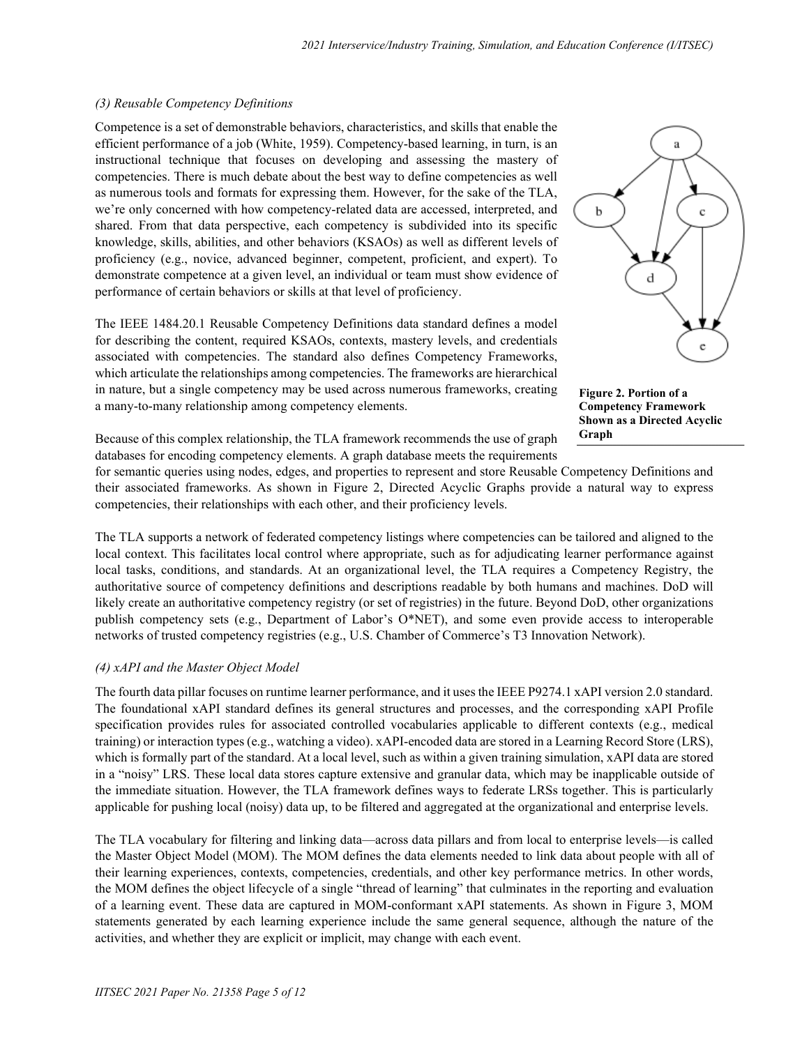*(3) Reusable Competency Definitions*

Competence is a set of demonstrable behaviors, characteristics, and skills that enable the efficient performance of a job (White, 1959). Competency-based learning, in turn, is an instructional technique that focuses on developing and assessing the mastery of competencies. There is much debate about the best way to define competencies as well as numerous tools and formats for expressing them. However, for the sake of the TLA, we're only concerned with how competency-related data are accessed, interpreted, and shared. From that data perspective, each competency is subdivided into its specific knowledge, skills, abilities, and other behaviors (KSAOs) as well as different levels of proficiency (e.g., novice, advanced beginner, competent, proficient, and expert). To demonstrate competence at a given level, an individual or team must show evidence of performance of certain behaviors or skills at that level of proficiency.

The IEEE 1484.20.1 Reusable Competency Definitions data standard defines a model for describing the content, required KSAOs, contexts, mastery levels, and credentials associated with competencies. The standard also defines Competency Frameworks, which articulate the relationships among competencies. The frameworks are hierarchical in nature, but a single competency may be used across numerous frameworks, creating a many-to-many relationship among competency elements.

**Figure 2. Portion of a Competency Framework Shown as a Directed Acyclic Graph**

Because of this complex relationship, the TLA framework recommends the use of graph databases for encoding competency elements. A graph database meets the requirements for semantic queries using nodes, edges, and properties to represent and store Reusable Competency Definitions and their associated frameworks. As shown in Figure 2, Directed Acyclic Graphs provide a natural way to express competencies, their relationships with each other, and their proficiency levels.

The TLA supports a network of federated competency listings where competencies can be tailored and aligned to the local context. This facilitates local control where appropriate, such as for adjudicating learner performance against local tasks, conditions, and standards. At an organizational level, the TLA requires a Competency Registry, the authoritative source of competency definitions and descriptions readable by both humans and machines. DoD will likely create an authoritative competency registry (or set of registries) in the future. Beyond DoD, other organizations publish competency sets (e.g., Department of Labor's O*NET), and some even provide access to interoperable networks of trusted competency registries (e.g., U.S. Chamber of Commerce's T3 Innovation Network).

*(4) xAPI and the Master Object Model*

The fourth data pillar focuses on runtime learner performance, and it uses the IEEE P9274.1 xAPI version 2.0 standard. The foundational xAPI standard defines its general structures and processes, and the corresponding xAPI Profile specification provides rules for associated controlled vocabularies applicable to different contexts (e.g., medical training) or interaction types (e.g., watching a video). xAPI-encoded data are stored in a Learning Record Store (LRS), which is formally part of the standard. At a local level, such as within a given training simulation, xAPI data are stored in a "noisy" LRS. These local data stores capture extensive and granular data, which may be inapplicable outside of the immediate situation. However, the TLA framework defines ways to federate LRSs together. This is particularly applicable for pushing local (noisy) data up, to be filtered and aggregated at the organizational and enterprise levels.

The TLA vocabulary for filtering and linking data—across data pillars and from local to enterprise levels—is called the Master Object Model (MOM). The MOM defines the data elements needed to link data about people with all of their learning experiences, contexts, competencies, credentials, and other key performance metrics. In other words, the MOM defines the object lifecycle of a single "thread of learning" that culminates in the reporting and evaluation of a learning event. These data are captured in MOM-conformant xAPI statements. As shown in Figure 3, MOM statements generated by each learning experience include the same general sequence, although the nature of the activities, and whether they are explicit or implicit, may change with each event.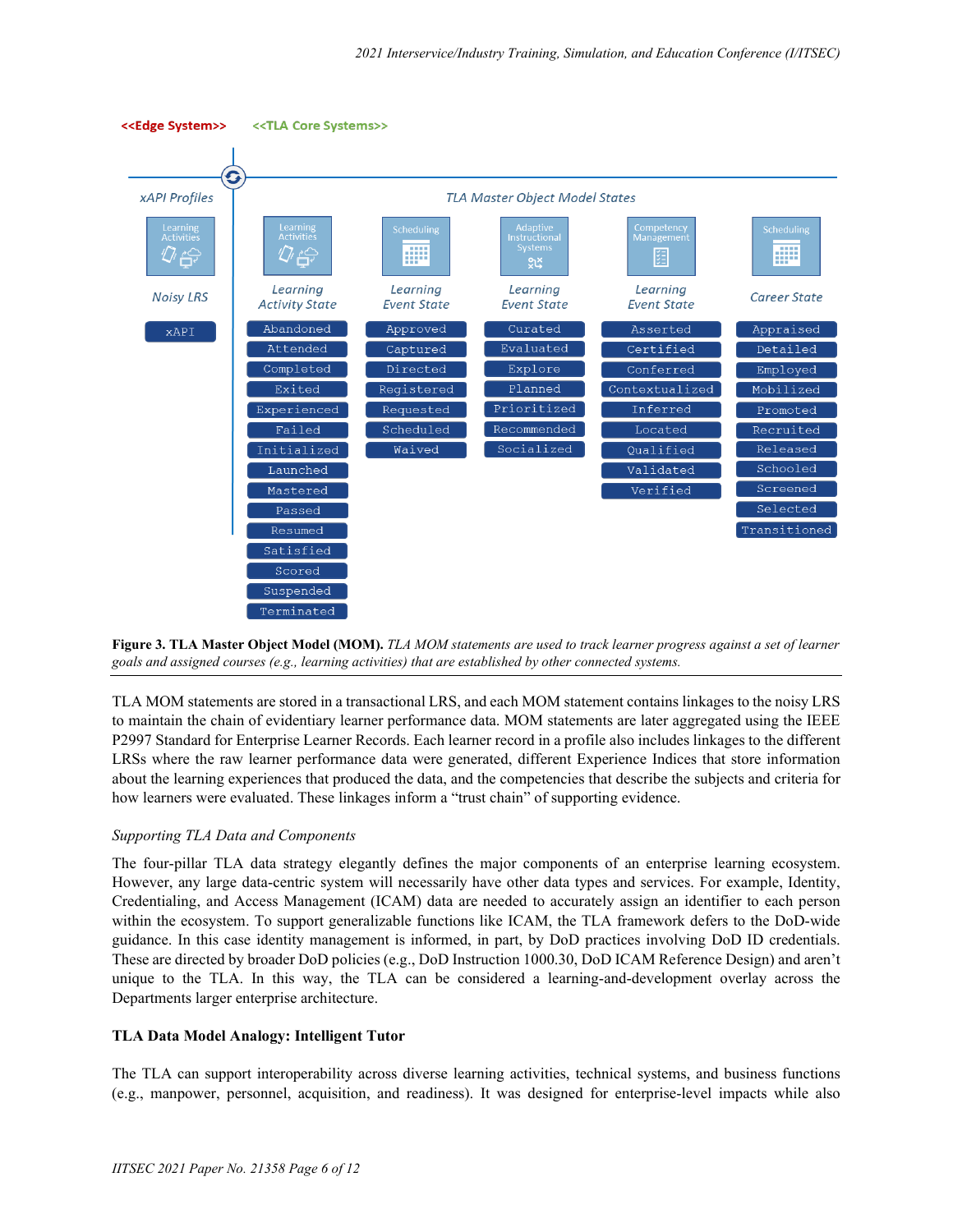<<Edge System>> <<TLA Core Systems>>

| xAPI Profiles | TLA Master Object Model States | | | | |
|---|---|---|---|---|---|
| Learning Activities | Learning Activities | Scheduling | Adaptive Instructional Systems | Competency Management | Scheduling |
| Noisy LRS | Learning Activity State | Learning Event State | Learning Event State | Learning Event State | Career State |
| xAPI | Abandoned | Approved | Curated | Asserted | Appraised |
| | Attended | Captured | Evaluated | Certified | Detailed |
| | Completed | Directed | Explore | Conferred | Employed |
| | Exited | Registered | Planned | Contextualized | Mobilized |
| | Experienced | Requested | Prioritized | Inferred | Promoted |
| | Failed | Scheduled | Recommended | Located | Recruited |
| | Initialized | Waived | Socialized | Qualified | Released |
| | Launched | | | Validated | Schooled |
| | Mastered | | | Verified | Screened |
| | Passed | | | | Selected |
| | Resumed | | | | Transitioned |
| | Satisfied | | | | |
| | Scored | | | | |
| | Suspended | | | | |
| | Terminated | | | | |

**Figure 3. TLA Master Object Model (MOM).** *TLA MOM statements are used to track learner progress against a set of learner goals and assigned courses (e.g., learning activities) that are established by other connected systems.*

TLA MOM statements are stored in a transactional LRS, and each MOM statement contains linkages to the noisy LRS to maintain the chain of evidentiary learner performance data. MOM statements are later aggregated using the IEEE P2997 Standard for Enterprise Learner Records. Each learner record in a profile also includes linkages to the different LRSs where the raw learner performance data were generated, different Experience Indices that store information about the learning experiences that produced the data, and the competencies that describe the subjects and criteria for how learners were evaluated. These linkages inform a "trust chain" of supporting evidence.

*Supporting TLA Data and Components*

The four-pillar TLA data strategy elegantly defines the major components of an enterprise learning ecosystem. However, any large data-centric system will necessarily have other data types and services. For example, Identity, Credentialing, and Access Management (ICAM) data are needed to accurately assign an identifier to each person within the ecosystem. To support generalizable functions like ICAM, the TLA framework defers to the DoD-wide guidance. In this case identity management is informed, in part, by DoD practices involving DoD ID credentials. These are directed by broader DoD policies (e.g., DoD Instruction 1000.30, DoD ICAM Reference Design) and aren't unique to the TLA. In this way, the TLA can be considered a learning-and-development overlay across the Departments larger enterprise architecture.

**TLA Data Model Analogy: Intelligent Tutor**

The TLA can support interoperability across diverse learning activities, technical systems, and business functions (e.g., manpower, personnel, acquisition, and readiness). It was designed for enterprise-level impacts while also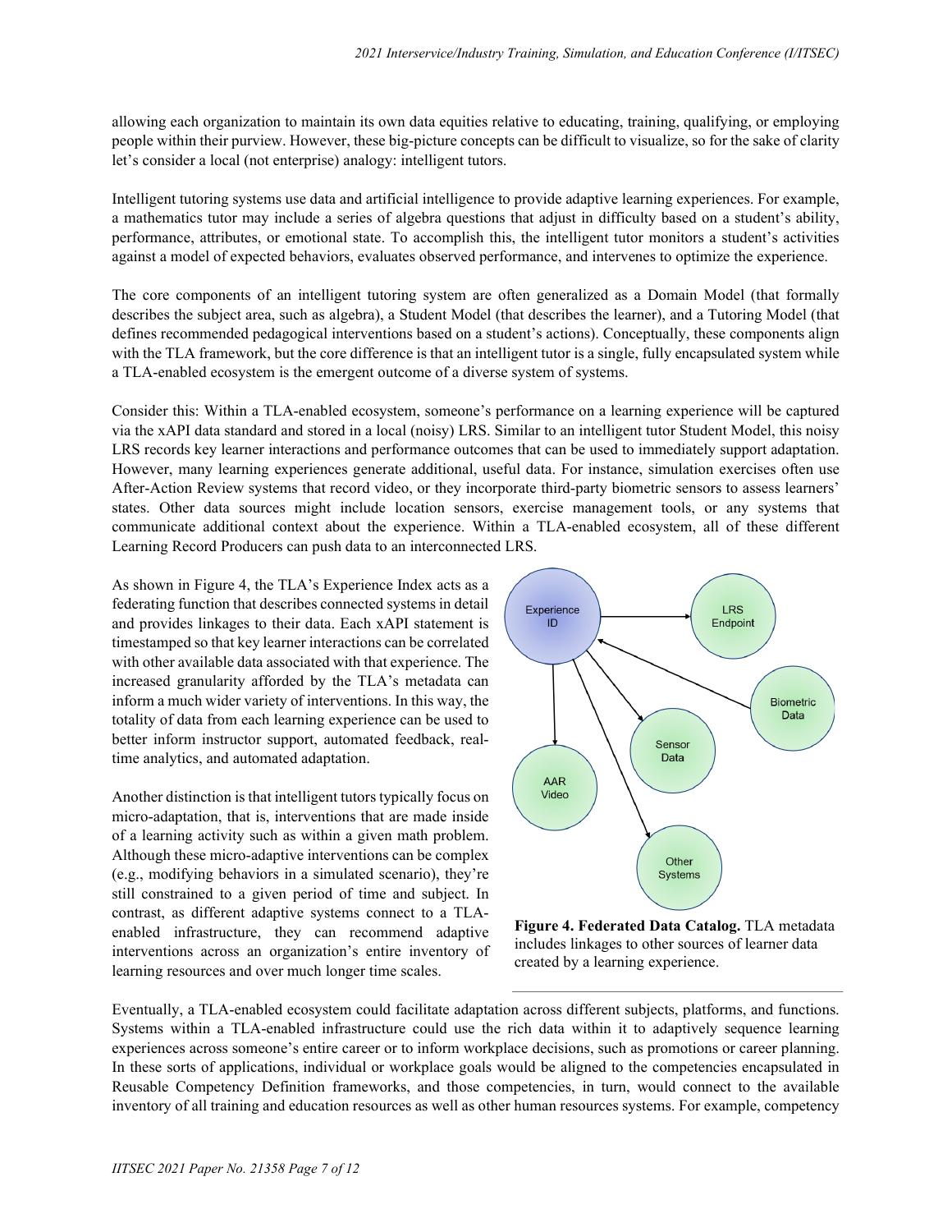allowing each organization to maintain its own data equities relative to educating, training, qualifying, or employing people within their purview. However, these big-picture concepts can be difficult to visualize, so for the sake of clarity let's consider a local (not enterprise) analogy: intelligent tutors.

Intelligent tutoring systems use data and artificial intelligence to provide adaptive learning experiences. For example, a mathematics tutor may include a series of algebra questions that adjust in difficulty based on a student's ability, performance, attributes, or emotional state. To accomplish this, the intelligent tutor monitors a student's activities against a model of expected behaviors, evaluates observed performance, and intervenes to optimize the experience.

The core components of an intelligent tutoring system are often generalized as a Domain Model (that formally describes the subject area, such as algebra), a Student Model (that describes the learner), and a Tutoring Model (that defines recommended pedagogical interventions based on a student's actions). Conceptually, these components align with the TLA framework, but the core difference is that an intelligent tutor is a single, fully encapsulated system while a TLA-enabled ecosystem is the emergent outcome of a diverse system of systems.

Consider this: Within a TLA-enabled ecosystem, someone's performance on a learning experience will be captured via the xAPI data standard and stored in a local (noisy) LRS. Similar to an intelligent tutor Student Model, this noisy LRS records key learner interactions and performance outcomes that can be used to immediately support adaptation. However, many learning experiences generate additional, useful data. For instance, simulation exercises often use After-Action Review systems that record video, or they incorporate third-party biometric sensors to assess learners' states. Other data sources might include location sensors, exercise management tools, or any systems that communicate additional context about the experience. Within a TLA-enabled ecosystem, all of these different Learning Record Producers can push data to an interconnected LRS.

As shown in Figure 4, the TLA's Experience Index acts as a federating function that describes connected systems in detail and provides linkages to their data. Each xAPI statement is timestamped so that key learner interactions can be correlated with other available data associated with that experience. The increased granularity afforded by the TLA's metadata can inform a much wider variety of interventions. In this way, the totality of data from each learning experience can be used to better inform instructor support, automated feedback, real-time analytics, and automated adaptation.

**Figure 4. Federated Data Catalog.** TLA metadata includes linkages to other sources of learner data created by a learning experience.

Another distinction is that intelligent tutors typically focus on micro-adaptation, that is, interventions that are made inside of a learning activity such as within a given math problem. Although these micro-adaptive interventions can be complex (e.g., modifying behaviors in a simulated scenario), they're still constrained to a given period of time and subject. In contrast, as different adaptive systems connect to a TLA-enabled infrastructure, they can recommend adaptive interventions across an organization's entire inventory of learning resources and over much longer time scales.

Eventually, a TLA-enabled ecosystem could facilitate adaptation across different subjects, platforms, and functions. Systems within a TLA-enabled infrastructure could use the rich data within it to adaptively sequence learning experiences across someone's entire career or to inform workplace decisions, such as promotions or career planning. In these sorts of applications, individual or workplace goals would be aligned to the competencies encapsulated in Reusable Competency Definition frameworks, and those competencies, in turn, would connect to the available inventory of all training and education resources as well as other human resources systems. For example, competency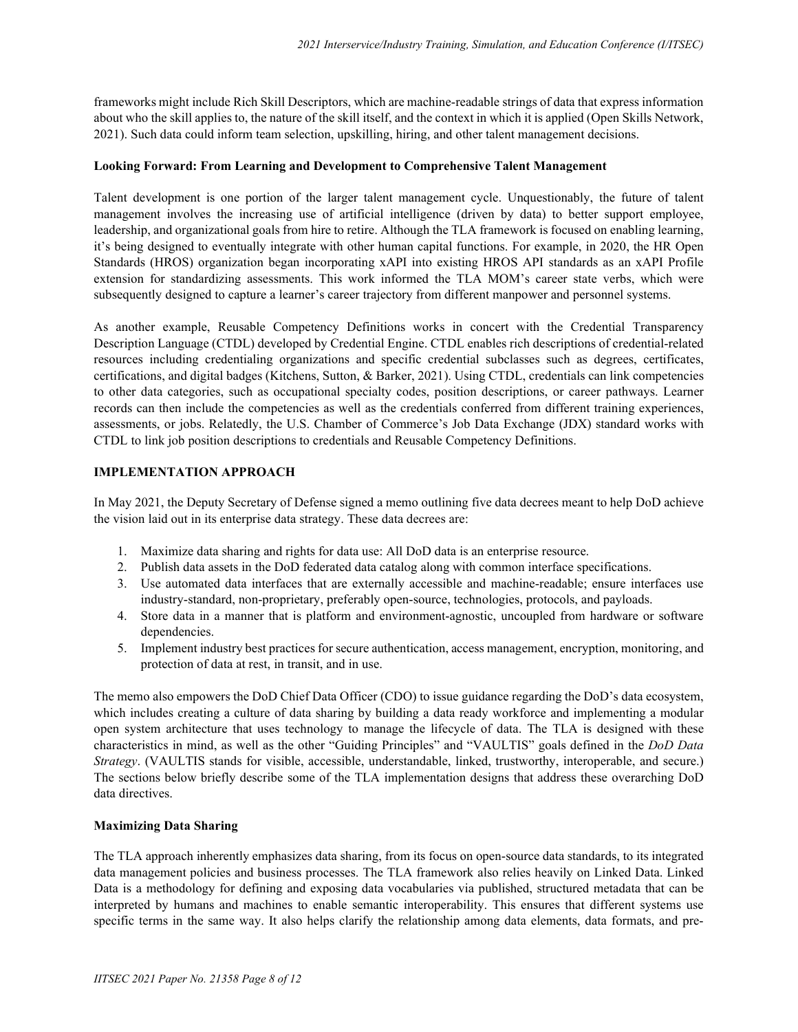frameworks might include Rich Skill Descriptors, which are machine-readable strings of data that express information about who the skill applies to, the nature of the skill itself, and the context in which it is applied (Open Skills Network, 2021). Such data could inform team selection, upskilling, hiring, and other talent management decisions.

### Looking Forward: From Learning and Development to Comprehensive Talent Management

Talent development is one portion of the larger talent management cycle. Unquestionably, the future of talent management involves the increasing use of artificial intelligence (driven by data) to better support employee, leadership, and organizational goals from hire to retire. Although the TLA framework is focused on enabling learning, it's being designed to eventually integrate with other human capital functions. For example, in 2020, the HR Open Standards (HROS) organization began incorporating xAPI into existing HROS API standards as an xAPI Profile extension for standardizing assessments. This work informed the TLA MOM's career state verbs, which were subsequently designed to capture a learner's career trajectory from different manpower and personnel systems.

As another example, Reusable Competency Definitions works in concert with the Credential Transparency Description Language (CTDL) developed by Credential Engine. CTDL enables rich descriptions of credential-related resources including credentialing organizations and specific credential subclasses such as degrees, certificates, certifications, and digital badges (Kitchens, Sutton, & Barker, 2021). Using CTDL, credentials can link competencies to other data categories, such as occupational specialty codes, position descriptions, or career pathways. Learner records can then include the competencies as well as the credentials conferred from different training experiences, assessments, or jobs. Relatedly, the U.S. Chamber of Commerce's Job Data Exchange (JDX) standard works with CTDL to link job position descriptions to credentials and Reusable Competency Definitions.

## IMPLEMENTATION APPROACH

In May 2021, the Deputy Secretary of Defense signed a memo outlining five data decrees meant to help DoD achieve the vision laid out in its enterprise data strategy. These data decrees are:

1. Maximize data sharing and rights for data use: All DoD data is an enterprise resource.
2. Publish data assets in the DoD federated data catalog along with common interface specifications.
3. Use automated data interfaces that are externally accessible and machine-readable; ensure interfaces use industry-standard, non-proprietary, preferably open-source, technologies, protocols, and payloads.
4. Store data in a manner that is platform and environment-agnostic, uncoupled from hardware or software dependencies.
5. Implement industry best practices for secure authentication, access management, encryption, monitoring, and protection of data at rest, in transit, and in use.

The memo also empowers the DoD Chief Data Officer (CDO) to issue guidance regarding the DoD's data ecosystem, which includes creating a culture of data sharing by building a data ready workforce and implementing a modular open system architecture that uses technology to manage the lifecycle of data. The TLA is designed with these characteristics in mind, as well as the other "Guiding Principles" and "VAULTIS" goals defined in the *DoD Data Strategy*. (VAULTIS stands for visible, accessible, understandable, linked, trustworthy, interoperable, and secure.) The sections below briefly describe some of the TLA implementation designs that address these overarching DoD data directives.

### Maximizing Data Sharing

The TLA approach inherently emphasizes data sharing, from its focus on open-source data standards, to its integrated data management policies and business processes. The TLA framework also relies heavily on Linked Data. Linked Data is a methodology for defining and exposing data vocabularies via published, structured metadata that can be interpreted by humans and machines to enable semantic interoperability. This ensures that different systems use specific terms in the same way. It also helps clarify the relationship among data elements, data formats, and pre-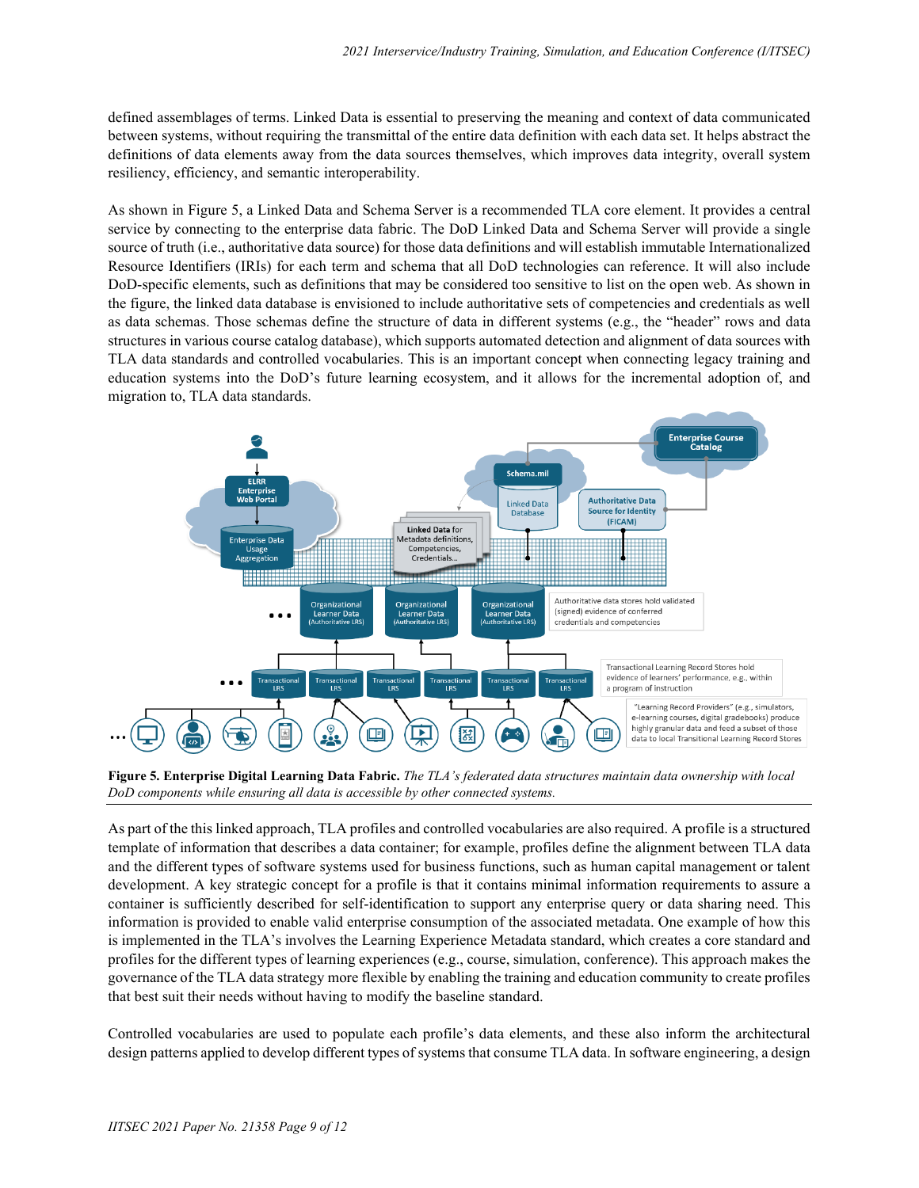defined assemblages of terms. Linked Data is essential to preserving the meaning and context of data communicated between systems, without requiring the transmittal of the entire data definition with each data set. It helps abstract the definitions of data elements away from the data sources themselves, which improves data integrity, overall system resiliency, efficiency, and semantic interoperability.

As shown in Figure 5, a Linked Data and Schema Server is a recommended TLA core element. It provides a central service by connecting to the enterprise data fabric. The DoD Linked Data and Schema Server will provide a single source of truth (i.e., authoritative data source) for those data definitions and will establish immutable Internationalized Resource Identifiers (IRIs) for each term and schema that all DoD technologies can reference. It will also include DoD-specific elements, such as definitions that may be considered too sensitive to list on the open web. As shown in the figure, the linked data database is envisioned to include authoritative sets of competencies and credentials as well as data schemas. Those schemas define the structure of data in different systems (e.g., the "header" rows and data structures in various course catalog database), which supports automated detection and alignment of data sources with TLA data standards and controlled vocabularies. This is an important concept when connecting legacy training and education systems into the DoD's future learning ecosystem, and it allows for the incremental adoption of, and migration to, TLA data standards.

**Figure 5. Enterprise Digital Learning Data Fabric.** *The TLA's federated data structures maintain data ownership with local DoD components while ensuring all data is accessible by other connected systems.*

As part of the this linked approach, TLA profiles and controlled vocabularies are also required. A profile is a structured template of information that describes a data container; for example, profiles define the alignment between TLA data and the different types of software systems used for business functions, such as human capital management or talent development. A key strategic concept for a profile is that it contains minimal information requirements to assure a container is sufficiently described for self-identification to support any enterprise query or data sharing need. This information is provided to enable valid enterprise consumption of the associated metadata. One example of how this is implemented in the TLA's involves the Learning Experience Metadata standard, which creates a core standard and profiles for the different types of learning experiences (e.g., course, simulation, conference). This approach makes the governance of the TLA data strategy more flexible by enabling the training and education community to create profiles that best suit their needs without having to modify the baseline standard.

Controlled vocabularies are used to populate each profile's data elements, and these also inform the architectural design patterns applied to develop different types of systems that consume TLA data. In software engineering, a design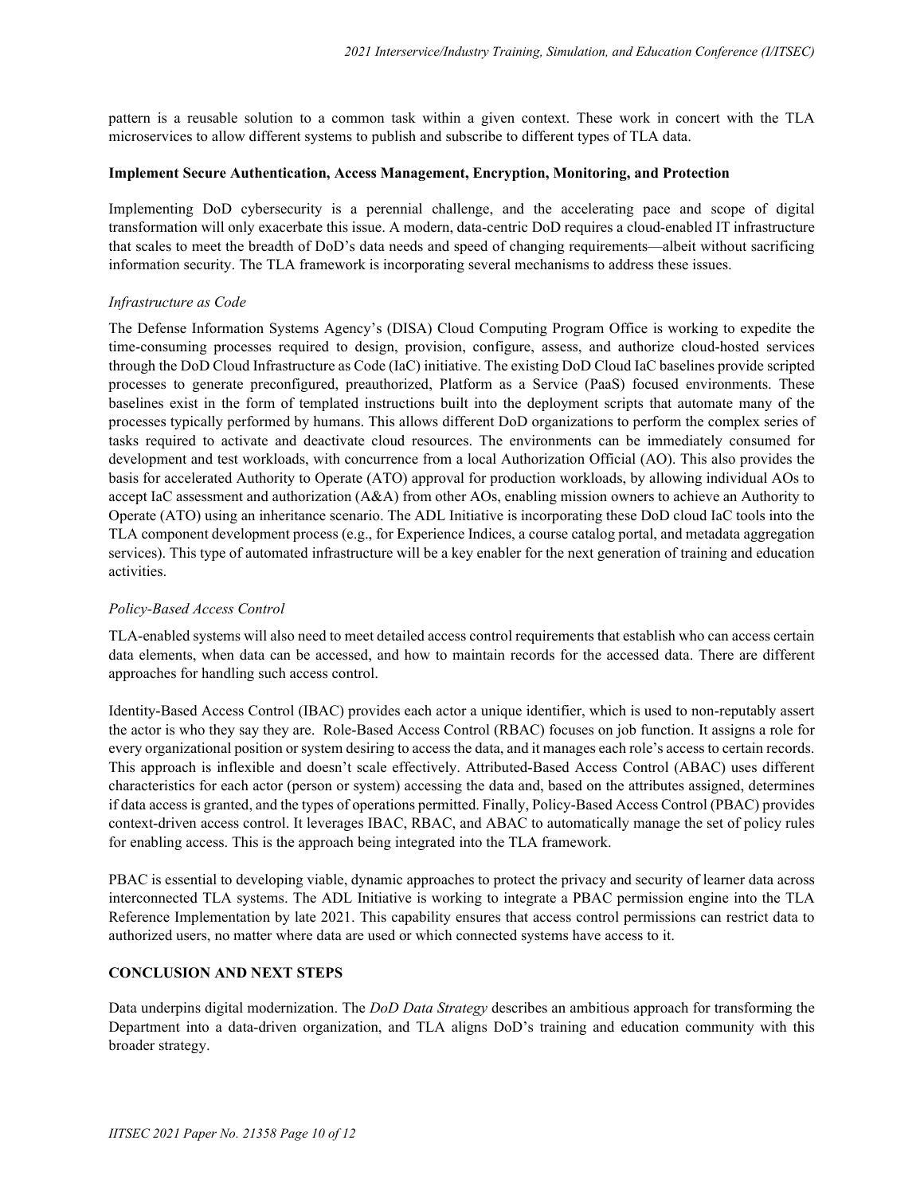pattern is a reusable solution to a common task within a given context. These work in concert with the TLA microservices to allow different systems to publish and subscribe to different types of TLA data.

**Implement Secure Authentication, Access Management, Encryption, Monitoring, and Protection**

Implementing DoD cybersecurity is a perennial challenge, and the accelerating pace and scope of digital transformation will only exacerbate this issue. A modern, data-centric DoD requires a cloud-enabled IT infrastructure that scales to meet the breadth of DoD's data needs and speed of changing requirements—albeit without sacrificing information security. The TLA framework is incorporating several mechanisms to address these issues.

*Infrastructure as Code*

The Defense Information Systems Agency's (DISA) Cloud Computing Program Office is working to expedite the time-consuming processes required to design, provision, configure, assess, and authorize cloud-hosted services through the DoD Cloud Infrastructure as Code (IaC) initiative. The existing DoD Cloud IaC baselines provide scripted processes to generate preconfigured, preauthorized, Platform as a Service (PaaS) focused environments. These baselines exist in the form of templated instructions built into the deployment scripts that automate many of the processes typically performed by humans. This allows different DoD organizations to perform the complex series of tasks required to activate and deactivate cloud resources. The environments can be immediately consumed for development and test workloads, with concurrence from a local Authorization Official (AO). This also provides the basis for accelerated Authority to Operate (ATO) approval for production workloads, by allowing individual AOs to accept IaC assessment and authorization (A&A) from other AOs, enabling mission owners to achieve an Authority to Operate (ATO) using an inheritance scenario. The ADL Initiative is incorporating these DoD cloud IaC tools into the TLA component development process (e.g., for Experience Indices, a course catalog portal, and metadata aggregation services). This type of automated infrastructure will be a key enabler for the next generation of training and education activities.

*Policy-Based Access Control*

TLA-enabled systems will also need to meet detailed access control requirements that establish who can access certain data elements, when data can be accessed, and how to maintain records for the accessed data. There are different approaches for handling such access control.

Identity-Based Access Control (IBAC) provides each actor a unique identifier, which is used to non-reputably assert the actor is who they say they are. Role-Based Access Control (RBAC) focuses on job function. It assigns a role for every organizational position or system desiring to access the data, and it manages each role's access to certain records. This approach is inflexible and doesn't scale effectively. Attributed-Based Access Control (ABAC) uses different characteristics for each actor (person or system) accessing the data and, based on the attributes assigned, determines if data access is granted, and the types of operations permitted. Finally, Policy-Based Access Control (PBAC) provides context-driven access control. It leverages IBAC, RBAC, and ABAC to automatically manage the set of policy rules for enabling access. This is the approach being integrated into the TLA framework.

PBAC is essential to developing viable, dynamic approaches to protect the privacy and security of learner data across interconnected TLA systems. The ADL Initiative is working to integrate a PBAC permission engine into the TLA Reference Implementation by late 2021. This capability ensures that access control permissions can restrict data to authorized users, no matter where data are used or which connected systems have access to it.

## CONCLUSION AND NEXT STEPS

Data underpins digital modernization. The *DoD Data Strategy* describes an ambitious approach for transforming the Department into a data-driven organization, and TLA aligns DoD's training and education community with this broader strategy.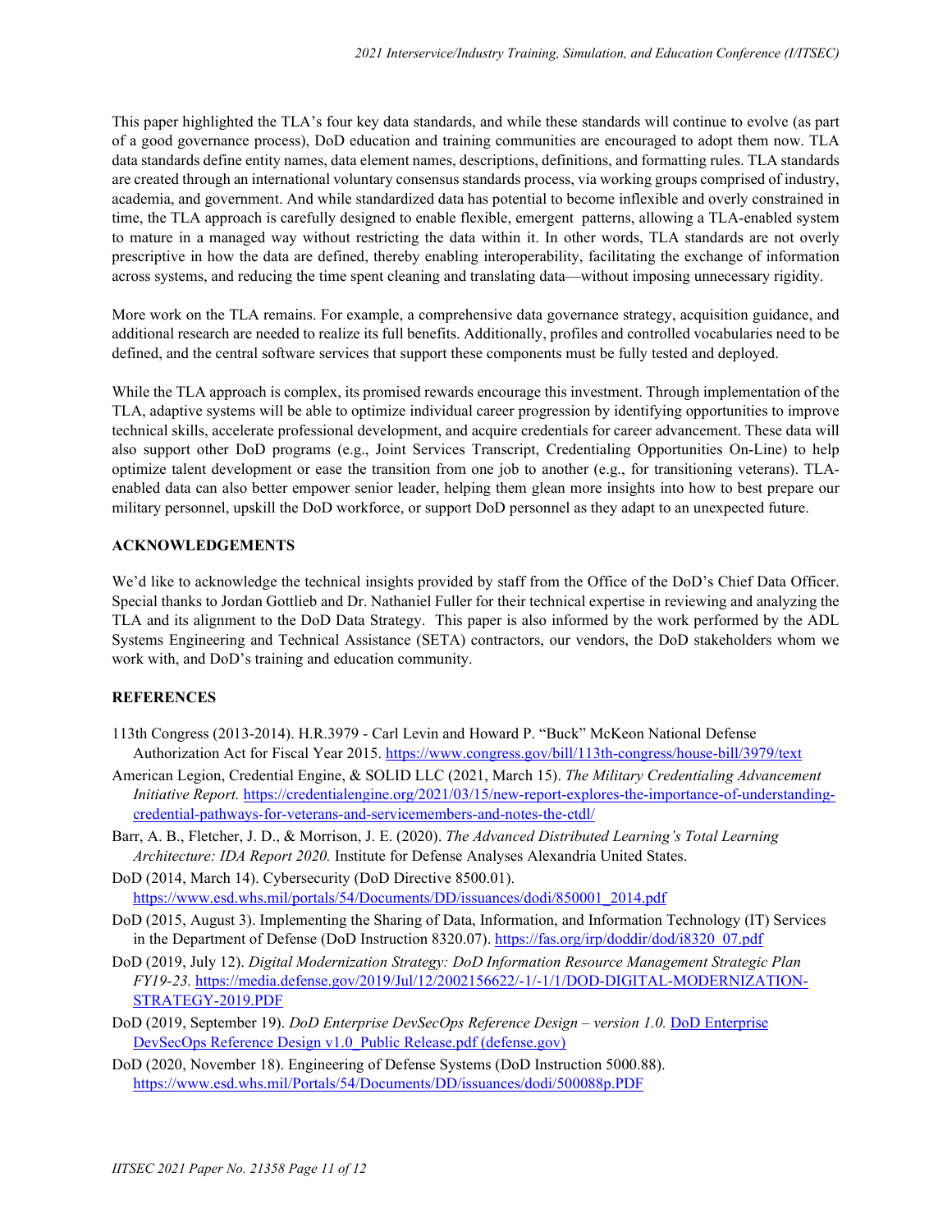This paper highlighted the TLA's four key data standards, and while these standards will continue to evolve (as part of a good governance process), DoD education and training communities are encouraged to adopt them now. TLA data standards define entity names, data element names, descriptions, definitions, and formatting rules. TLA standards are created through an international voluntary consensus standards process, via working groups comprised of industry, academia, and government. And while standardized data has potential to become inflexible and overly constrained in time, the TLA approach is carefully designed to enable flexible, emergent patterns, allowing a TLA-enabled system to mature in a managed way without restricting the data within it. In other words, TLA standards are not overly prescriptive in how the data are defined, thereby enabling interoperability, facilitating the exchange of information across systems, and reducing the time spent cleaning and translating data—without imposing unnecessary rigidity.

More work on the TLA remains. For example, a comprehensive data governance strategy, acquisition guidance, and additional research are needed to realize its full benefits. Additionally, profiles and controlled vocabularies need to be defined, and the central software services that support these components must be fully tested and deployed.

While the TLA approach is complex, its promised rewards encourage this investment. Through implementation of the TLA, adaptive systems will be able to optimize individual career progression by identifying opportunities to improve technical skills, accelerate professional development, and acquire credentials for career advancement. These data will also support other DoD programs (e.g., Joint Services Transcript, Credentialing Opportunities On-Line) to help optimize talent development or ease the transition from one job to another (e.g., for transitioning veterans). TLA-enabled data can also better empower senior leader, helping them glean more insights into how to best prepare our military personnel, upskill the DoD workforce, or support DoD personnel as they adapt to an unexpected future.

## ACKNOWLEDGEMENTS

We'd like to acknowledge the technical insights provided by staff from the Office of the DoD's Chief Data Officer. Special thanks to Jordan Gottlieb and Dr. Nathaniel Fuller for their technical expertise in reviewing and analyzing the TLA and its alignment to the DoD Data Strategy. This paper is also informed by the work performed by the ADL Systems Engineering and Technical Assistance (SETA) contractors, our vendors, the DoD stakeholders whom we work with, and DoD's training and education community.

## REFERENCES

113th Congress (2013-2014). H.R.3979 - Carl Levin and Howard P. "Buck" McKeon National Defense Authorization Act for Fiscal Year 2015. https://www.congress.gov/bill/113th-congress/house-bill/3979/text

American Legion, Credential Engine, & SOLID LLC (2021, March 15). *The Military Credentialing Advancement Initiative Report.* https://credentialengine.org/2021/03/15/new-report-explores-the-importance-of-understanding-credential-pathways-for-veterans-and-servicemembers-and-notes-the-ctdl/

Barr, A. B., Fletcher, J. D., & Morrison, J. E. (2020). *The Advanced Distributed Learning's Total Learning Architecture: IDA Report 2020.* Institute for Defense Analyses Alexandria United States.

DoD (2014, March 14). Cybersecurity (DoD Directive 8500.01). https://www.esd.whs.mil/portals/54/Documents/DD/issuances/dodi/850001_2014.pdf

DoD (2015, August 3). Implementing the Sharing of Data, Information, and Information Technology (IT) Services in the Department of Defense (DoD Instruction 8320.07). https://fas.org/irp/doddir/dod/i8320_07.pdf

DoD (2019, July 12). *Digital Modernization Strategy: DoD Information Resource Management Strategic Plan FY19-23.* https://media.defense.gov/2019/Jul/12/2002156622/-1/-1/1/DOD-DIGITAL-MODERNIZATION-STRATEGY-2019.PDF

DoD (2019, September 19). *DoD Enterprise DevSecOps Reference Design – version 1.0.* DoD Enterprise DevSecOps Reference Design v1.0_Public Release.pdf (defense.gov)

DoD (2020, November 18). Engineering of Defense Systems (DoD Instruction 5000.88). https://www.esd.whs.mil/Portals/54/Documents/DD/issuances/dodi/500088p.PDF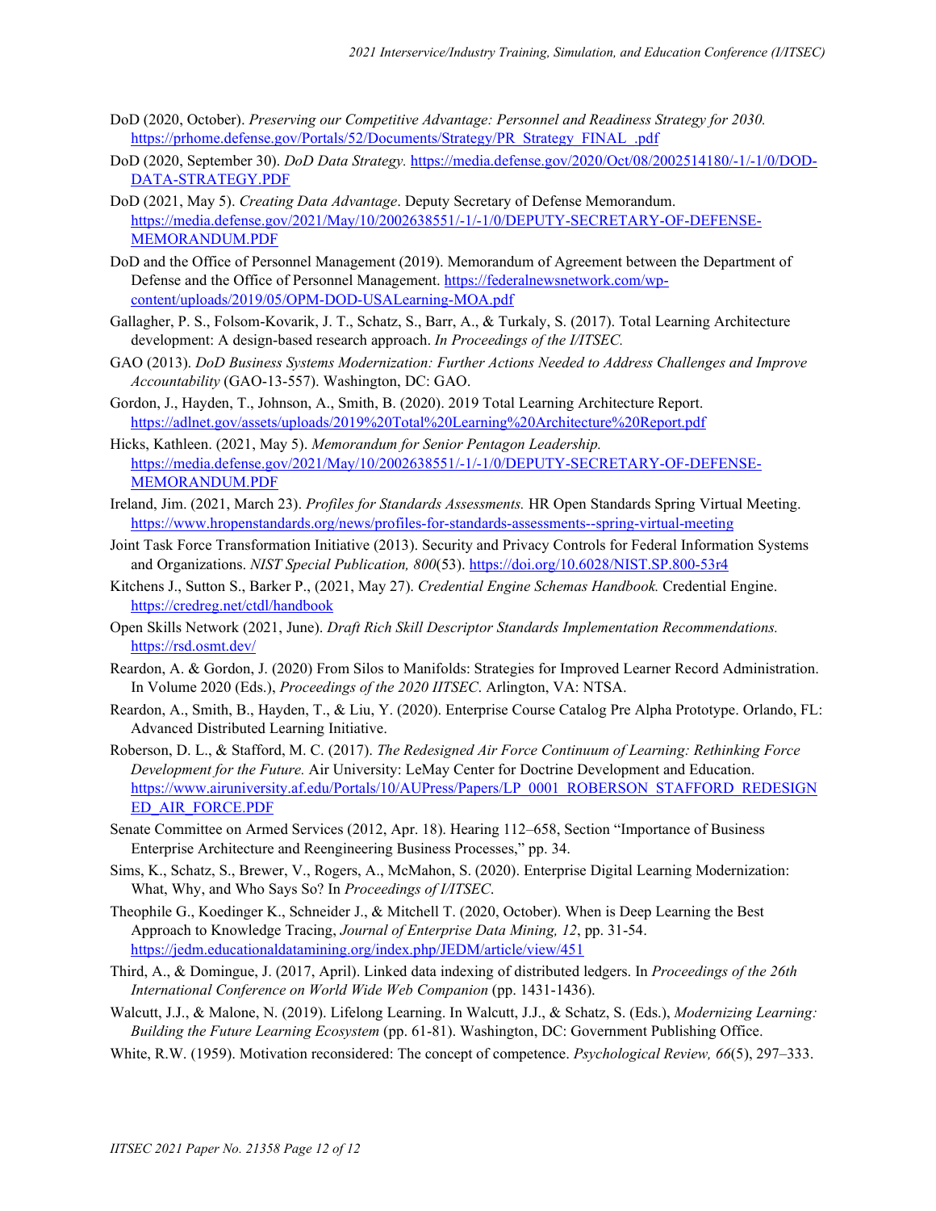DoD (2020, October). *Preserving our Competitive Advantage: Personnel and Readiness Strategy for 2030.* https://prhome.defense.gov/Portals/52/Documents/Strategy/PR_Strategy_FINAL_.pdf

DoD (2020, September 30). *DoD Data Strategy.* https://media.defense.gov/2020/Oct/08/2002514180/-1/-1/0/DOD-DATA-STRATEGY.PDF

DoD (2021, May 5). *Creating Data Advantage*. Deputy Secretary of Defense Memorandum. https://media.defense.gov/2021/May/10/2002638551/-1/-1/0/DEPUTY-SECRETARY-OF-DEFENSE-MEMORANDUM.PDF

DoD and the Office of Personnel Management (2019). Memorandum of Agreement between the Department of Defense and the Office of Personnel Management. https://federalnewsnetwork.com/wp-content/uploads/2019/05/OPM-DOD-USALearning-MOA.pdf

Gallagher, P. S., Folsom-Kovarik, J. T., Schatz, S., Barr, A., & Turkaly, S. (2017). Total Learning Architecture development: A design-based research approach. *In Proceedings of the I/ITSEC.*

GAO (2013). *DoD Business Systems Modernization: Further Actions Needed to Address Challenges and Improve Accountability* (GAO-13-557). Washington, DC: GAO.

Gordon, J., Hayden, T., Johnson, A., Smith, B. (2020). 2019 Total Learning Architecture Report. https://adlnet.gov/assets/uploads/2019%20Total%20Learning%20Architecture%20Report.pdf

Hicks, Kathleen. (2021, May 5). *Memorandum for Senior Pentagon Leadership.* https://media.defense.gov/2021/May/10/2002638551/-1/-1/0/DEPUTY-SECRETARY-OF-DEFENSE-MEMORANDUM.PDF

Ireland, Jim. (2021, March 23). *Profiles for Standards Assessments.* HR Open Standards Spring Virtual Meeting. https://www.hropenstandards.org/news/profiles-for-standards-assessments--spring-virtual-meeting

Joint Task Force Transformation Initiative (2013). Security and Privacy Controls for Federal Information Systems and Organizations. *NIST Special Publication, 800*(53). https://doi.org/10.6028/NIST.SP.800-53r4

Kitchens J., Sutton S., Barker P., (2021, May 27). *Credential Engine Schemas Handbook.* Credential Engine. https://credreg.net/ctdl/handbook

Open Skills Network (2021, June). *Draft Rich Skill Descriptor Standards Implementation Recommendations.* https://rsd.osmt.dev/

Reardon, A. & Gordon, J. (2020) From Silos to Manifolds: Strategies for Improved Learner Record Administration. In Volume 2020 (Eds.), *Proceedings of the 2020 IITSEC*. Arlington, VA: NTSA.

Reardon, A., Smith, B., Hayden, T., & Liu, Y. (2020). Enterprise Course Catalog Pre Alpha Prototype. Orlando, FL: Advanced Distributed Learning Initiative.

Roberson, D. L., & Stafford, M. C. (2017). *The Redesigned Air Force Continuum of Learning: Rethinking Force Development for the Future.* Air University: LeMay Center for Doctrine Development and Education. https://www.airuniversity.af.edu/Portals/10/AUPress/Papers/LP_0001_ROBERSON_STAFFORD_REDESIGNED_AIR_FORCE.PDF

Senate Committee on Armed Services (2012, Apr. 18). Hearing 112–658, Section "Importance of Business Enterprise Architecture and Reengineering Business Processes," pp. 34.

Sims, K., Schatz, S., Brewer, V., Rogers, A., McMahon, S. (2020). Enterprise Digital Learning Modernization: What, Why, and Who Says So? In *Proceedings of I/ITSEC*.

Theophile G., Koedinger K., Schneider J., & Mitchell T. (2020, October). When is Deep Learning the Best Approach to Knowledge Tracing, *Journal of Enterprise Data Mining, 12*, pp. 31-54. https://jedm.educationaldatamining.org/index.php/JEDM/article/view/451

Third, A., & Domingue, J. (2017, April). Linked data indexing of distributed ledgers. In *Proceedings of the 26th International Conference on World Wide Web Companion* (pp. 1431-1436).

Walcutt, J.J., & Malone, N. (2019). Lifelong Learning. In Walcutt, J.J., & Schatz, S. (Eds.), *Modernizing Learning: Building the Future Learning Ecosystem* (pp. 61-81). Washington, DC: Government Publishing Office.

White, R.W. (1959). Motivation reconsidered: The concept of competence. *Psychological Review, 66*(5), 297–333.